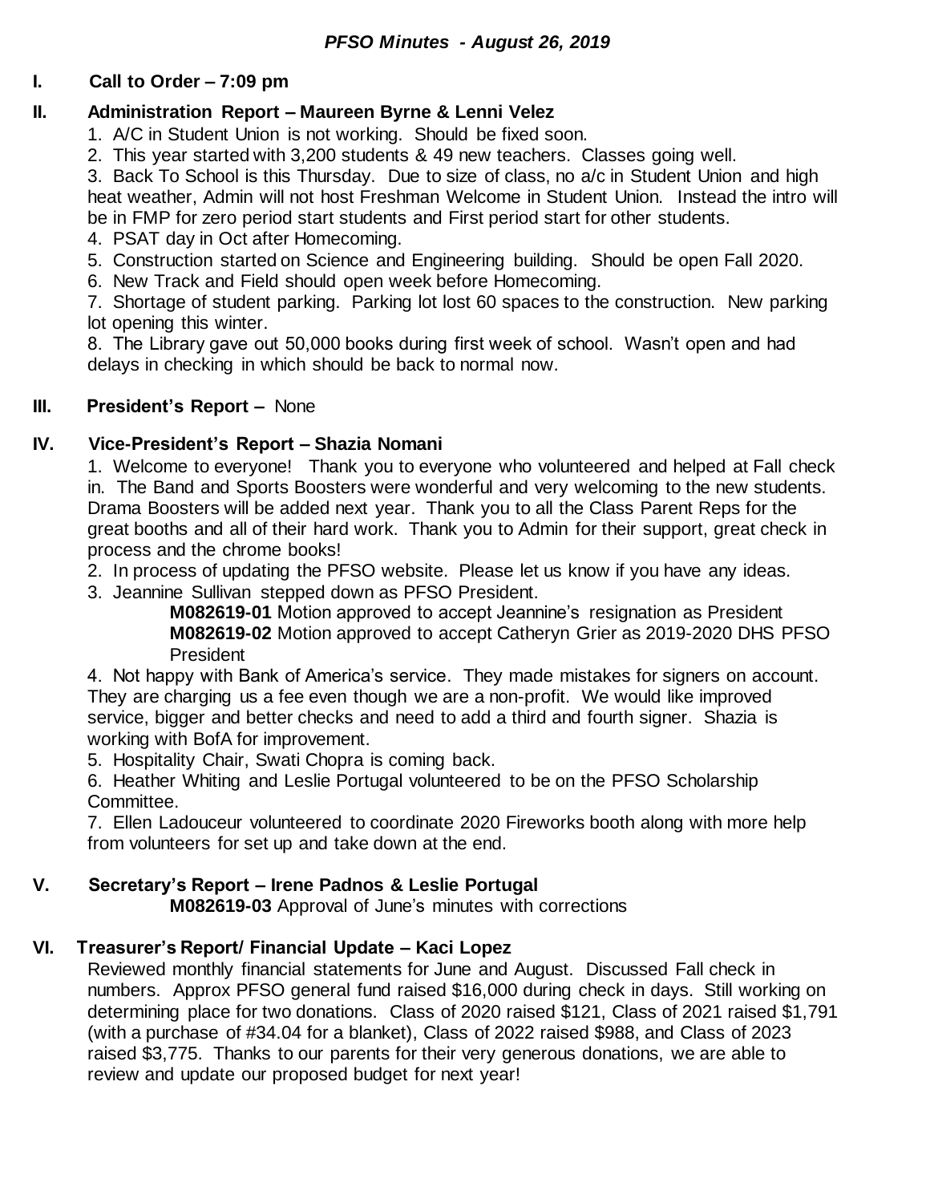# *PFSO Minutes - August 26, 2019*

## I. Call to Order – 7:09 pm

## II. Administration Report – Maureen Byrne & Lenni Velez

1. A/C in Student Union is not working. Should be fixed soon.
2. This year started with 3,200 students & 49 new teachers. Classes going well.
3. Back To School is this Thursday. Due to size of class, no a/c in Student Union and high heat weather, Admin will not host Freshman Welcome in Student Union. Instead the intro will be in FMP for zero period start students and First period start for other students.
4. PSAT day in Oct after Homecoming.
5. Construction started on Science and Engineering building. Should be open Fall 2020.
6. New Track and Field should open week before Homecoming.
7. Shortage of student parking. Parking lot lost 60 spaces to the construction. New parking lot opening this winter.
8. The Library gave out 50,000 books during first week of school. Wasn't open and had delays in checking in which should be back to normal now.

## III. President's Report – None

## IV. Vice-President's Report – Shazia Nomani

1. Welcome to everyone! Thank you to everyone who volunteered and helped at Fall check in. The Band and Sports Boosters were wonderful and very welcoming to the new students. Drama Boosters will be added next year. Thank you to all the Class Parent Reps for the great booths and all of their hard work. Thank you to Admin for their support, great check in process and the chrome books!
2. In process of updating the PFSO website. Please let us know if you have any ideas.
3. Jeannine Sullivan stepped down as PFSO President.
   - **M082619-01** Motion approved to accept Jeannine's resignation as President
   - **M082619-02** Motion approved to accept Catheryn Grier as 2019-2020 DHS PFSO President
4. Not happy with Bank of America's service. They made mistakes for signers on account. They are charging us a fee even though we are a non-profit. We would like improved service, bigger and better checks and need to add a third and fourth signer. Shazia is working with BofA for improvement.
5. Hospitality Chair, Swati Chopra is coming back.
6. Heather Whiting and Leslie Portugal volunteered to be on the PFSO Scholarship Committee.
7. Ellen Ladouceur volunteered to coordinate 2020 Fireworks booth along with more help from volunteers for set up and take down at the end.

## V. Secretary's Report – Irene Padnos & Leslie Portugal

**M082619-03** Approval of June's minutes with corrections

## VI. Treasurer's Report/ Financial Update – Kaci Lopez

Reviewed monthly financial statements for June and August. Discussed Fall check in numbers. Approx PFSO general fund raised $16,000 during check in days. Still working on determining place for two donations. Class of 2020 raised $121, Class of 2021 raised $1,791 (with a purchase of #34.04 for a blanket), Class of 2022 raised $988, and Class of 2023 raised $3,775. Thanks to our parents for their very generous donations, we are able to review and update our proposed budget for next year!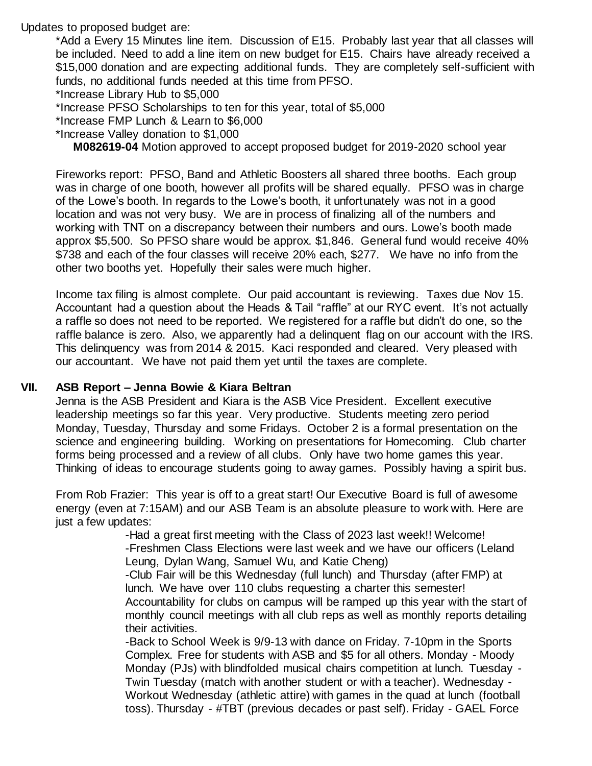Updates to proposed budget are:

*Add a Every 15 Minutes line item. Discussion of E15. Probably last year that all classes will be included. Need to add a line item on new budget for E15. Chairs have already received a $15,000 donation and are expecting additional funds. They are completely self-sufficient with funds, no additional funds needed at this time from PFSO.
*Increase Library Hub to $5,000
*Increase PFSO Scholarships to ten for this year, total of $5,000
*Increase FMP Lunch & Learn to $6,000
*Increase Valley donation to $1,000

**M082619-04** Motion approved to accept proposed budget for 2019-2020 school year

Fireworks report: PFSO, Band and Athletic Boosters all shared three booths. Each group was in charge of one booth, however all profits will be shared equally. PFSO was in charge of the Lowe's booth. In regards to the Lowe's booth, it unfortunately was not in a good location and was not very busy. We are in process of finalizing all of the numbers and working with TNT on a discrepancy between their numbers and ours. Lowe's booth made approx $5,500. So PFSO share would be approx. $1,846. General fund would receive 40% $738 and each of the four classes will receive 20% each, $277. We have no info from the other two booths yet. Hopefully their sales were much higher.

Income tax filing is almost complete. Our paid accountant is reviewing. Taxes due Nov 15. Accountant had a question about the Heads & Tail "raffle" at our RYC event. It's not actually a raffle so does not need to be reported. We registered for a raffle but didn't do one, so the raffle balance is zero. Also, we apparently had a delinquent flag on our account with the IRS. This delinquency was from 2014 & 2015. Kaci responded and cleared. Very pleased with our accountant. We have not paid them yet until the taxes are complete.

## VII. ASB Report – Jenna Bowie & Kiara Beltran

Jenna is the ASB President and Kiara is the ASB Vice President. Excellent executive leadership meetings so far this year. Very productive. Students meeting zero period Monday, Tuesday, Thursday and some Fridays. October 2 is a formal presentation on the science and engineering building. Working on presentations for Homecoming. Club charter forms being processed and a review of all clubs. Only have two home games this year. Thinking of ideas to encourage students going to away games. Possibly having a spirit bus.

From Rob Frazier: This year is off to a great start! Our Executive Board is full of awesome energy (even at 7:15AM) and our ASB Team is an absolute pleasure to work with. Here are just a few updates:

-Had a great first meeting with the Class of 2023 last week!! Welcome!
-Freshmen Class Elections were last week and we have our officers (Leland Leung, Dylan Wang, Samuel Wu, and Katie Cheng)
-Club Fair will be this Wednesday (full lunch) and Thursday (after FMP) at lunch. We have over 110 clubs requesting a charter this semester! Accountability for clubs on campus will be ramped up this year with the start of monthly council meetings with all club reps as well as monthly reports detailing their activities.
-Back to School Week is 9/9-13 with dance on Friday. 7-10pm in the Sports Complex. Free for students with ASB and $5 for all others. Monday - Moody Monday (PJs) with blindfolded musical chairs competition at lunch. Tuesday - Twin Tuesday (match with another student or with a teacher). Wednesday - Workout Wednesday (athletic attire) with games in the quad at lunch (football toss). Thursday - #TBT (previous decades or past self). Friday - GAEL Force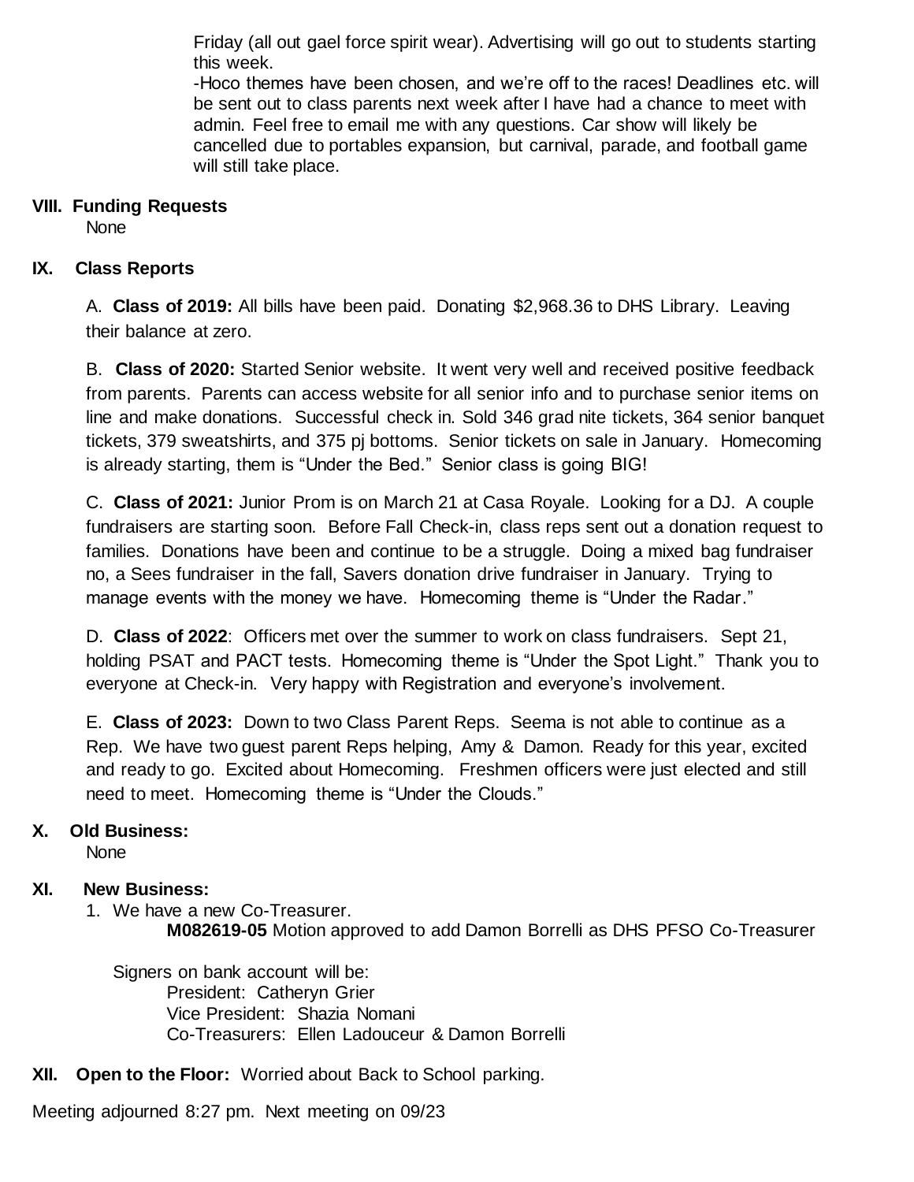Friday (all out gael force spirit wear). Advertising will go out to students starting this week.

-Hoco themes have been chosen, and we're off to the races! Deadlines etc. will be sent out to class parents next week after I have had a chance to meet with admin. Feel free to email me with any questions. Car show will likely be cancelled due to portables expansion, but carnival, parade, and football game will still take place.

**VIII. Funding Requests**

None

**IX. Class Reports**

A. **Class of 2019:** All bills have been paid. Donating $2,968.36 to DHS Library. Leaving their balance at zero.

B. **Class of 2020:** Started Senior website. It went very well and received positive feedback from parents. Parents can access website for all senior info and to purchase senior items on line and make donations. Successful check in. Sold 346 grad nite tickets, 364 senior banquet tickets, 379 sweatshirts, and 375 pj bottoms. Senior tickets on sale in January. Homecoming is already starting, them is "Under the Bed." Senior class is going BIG!

C. **Class of 2021:** Junior Prom is on March 21 at Casa Royale. Looking for a DJ. A couple fundraisers are starting soon. Before Fall Check-in, class reps sent out a donation request to families. Donations have been and continue to be a struggle. Doing a mixed bag fundraiser no, a Sees fundraiser in the fall, Savers donation drive fundraiser in January. Trying to manage events with the money we have. Homecoming theme is "Under the Radar."

D. **Class of 2022**: Officers met over the summer to work on class fundraisers. Sept 21, holding PSAT and PACT tests. Homecoming theme is "Under the Spot Light." Thank you to everyone at Check-in. Very happy with Registration and everyone's involvement.

E. **Class of 2023:** Down to two Class Parent Reps. Seema is not able to continue as a Rep. We have two guest parent Reps helping, Amy & Damon. Ready for this year, excited and ready to go. Excited about Homecoming. Freshmen officers were just elected and still need to meet. Homecoming theme is "Under the Clouds."

**X. Old Business:**

None

**XI. New Business:**

1. We have a new Co-Treasurer.

   **M082619-05** Motion approved to add Damon Borrelli as DHS PFSO Co-Treasurer

   Signers on bank account will be:

   President: Catheryn Grier
   Vice President: Shazia Nomani
   Co-Treasurers: Ellen Ladouceur & Damon Borrelli

**XII. Open to the Floor:** Worried about Back to School parking.

Meeting adjourned 8:27 pm. Next meeting on 09/23